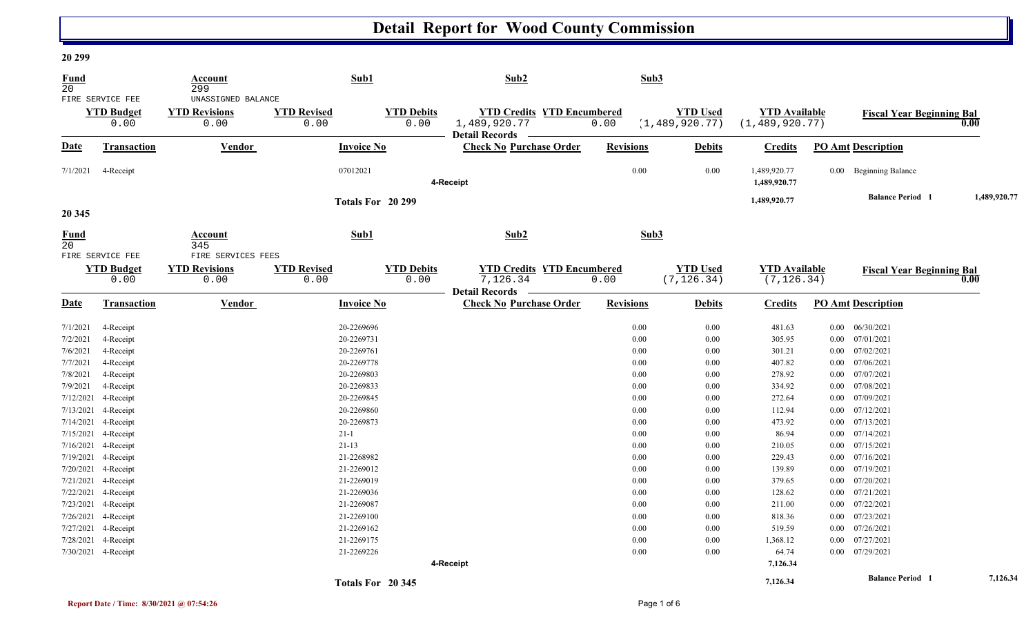# Detail Report for Wood County Commission

## 20 299

| Fund | Account | Sub1 | Sub2 | Sub3 |
|---|---|---|---|---|
| 20 | 299 | | | |
| FIRE SERVICE FEE | UNASSIGNED BALANCE | | | |

| YTD Budget | YTD Revisions | YTD Revised | YTD Debits | YTD Credits | YTD Encumbered | YTD Used | YTD Available | Fiscal Year Beginning Bal |
|---|---|---|---|---|---|---|---|---|
| 0.00 | 0.00 | 0.00 | 0.00 | 1,489,920.77 | 0.00 | (1,489,920.77) | (1,489,920.77) | 0.00 |

**Detail Records**

| Date | Transaction | Vendor | Invoice No | Check No | Purchase Order | Revisions | Debits | Credits | PO Amt | Description |
|---|---|---|---|---|---|---|---|---|---|---|
| 7/1/2021 | 4-Receipt | | 07012021 | | | 0.00 | 0.00 | 1,489,920.77 | 0.00 | Beginning Balance |
| | | | | 4-Receipt | | | | 1,489,920.77 | | |
| | | | Totals For 20 299 | | | | | 1,489,920.77 | | Balance Period 1 1,489,920.77 |

## 20 345

| Fund | Account | Sub1 | Sub2 | Sub3 |
|---|---|---|---|---|
| 20 | 345 | | | |
| FIRE SERVICE FEE | FIRE SERVICES FEES | | | |

| YTD Budget | YTD Revisions | YTD Revised | YTD Debits | YTD Credits | YTD Encumbered | YTD Used | YTD Available | Fiscal Year Beginning Bal |
|---|---|---|---|---|---|---|---|---|
| 0.00 | 0.00 | 0.00 | 0.00 | 7,126.34 | 0.00 | (7,126.34) | (7,126.34) | 0.00 |

**Detail Records**

| Date | Transaction | Vendor | Invoice No | Check No | Purchase Order | Revisions | Debits | Credits | PO Amt | Description |
|---|---|---|---|---|---|---|---|---|---|---|
| 7/1/2021 | 4-Receipt | | 20-2269696 | | | 0.00 | 0.00 | 481.63 | 0.00 | 06/30/2021 |
| 7/2/2021 | 4-Receipt | | 20-2269731 | | | 0.00 | 0.00 | 305.95 | 0.00 | 07/01/2021 |
| 7/6/2021 | 4-Receipt | | 20-2269761 | | | 0.00 | 0.00 | 301.21 | 0.00 | 07/02/2021 |
| 7/7/2021 | 4-Receipt | | 20-2269778 | | | 0.00 | 0.00 | 407.82 | 0.00 | 07/06/2021 |
| 7/8/2021 | 4-Receipt | | 20-2269803 | | | 0.00 | 0.00 | 278.92 | 0.00 | 07/07/2021 |
| 7/9/2021 | 4-Receipt | | 20-2269833 | | | 0.00 | 0.00 | 334.92 | 0.00 | 07/08/2021 |
| 7/12/2021 | 4-Receipt | | 20-2269845 | | | 0.00 | 0.00 | 272.64 | 0.00 | 07/09/2021 |
| 7/13/2021 | 4-Receipt | | 20-2269860 | | | 0.00 | 0.00 | 112.94 | 0.00 | 07/12/2021 |
| 7/14/2021 | 4-Receipt | | 20-2269873 | | | 0.00 | 0.00 | 473.92 | 0.00 | 07/13/2021 |
| 7/15/2021 | 4-Receipt | | 21-1 | | | 0.00 | 0.00 | 86.94 | 0.00 | 07/14/2021 |
| 7/16/2021 | 4-Receipt | | 21-13 | | | 0.00 | 0.00 | 210.05 | 0.00 | 07/15/2021 |
| 7/19/2021 | 4-Receipt | | 21-2268982 | | | 0.00 | 0.00 | 229.43 | 0.00 | 07/16/2021 |
| 7/20/2021 | 4-Receipt | | 21-2269012 | | | 0.00 | 0.00 | 139.89 | 0.00 | 07/19/2021 |
| 7/21/2021 | 4-Receipt | | 21-2269019 | | | 0.00 | 0.00 | 379.65 | 0.00 | 07/20/2021 |
| 7/22/2021 | 4-Receipt | | 21-2269036 | | | 0.00 | 0.00 | 128.62 | 0.00 | 07/21/2021 |
| 7/23/2021 | 4-Receipt | | 21-2269087 | | | 0.00 | 0.00 | 211.00 | 0.00 | 07/22/2021 |
| 7/26/2021 | 4-Receipt | | 21-2269100 | | | 0.00 | 0.00 | 818.36 | 0.00 | 07/23/2021 |
| 7/27/2021 | 4-Receipt | | 21-2269162 | | | 0.00 | 0.00 | 519.59 | 0.00 | 07/26/2021 |
| 7/28/2021 | 4-Receipt | | 21-2269175 | | | 0.00 | 0.00 | 1,368.12 | 0.00 | 07/27/2021 |
| 7/30/2021 | 4-Receipt | | 21-2269226 | | | 0.00 | 0.00 | 64.74 | 0.00 | 07/29/2021 |
| | | | | 4-Receipt | | | | 7,126.34 | | |
| | | | Totals For 20 345 | | | | | 7,126.34 | | Balance Period 1 7,126.34 |

Report Date / Time: 8/30/2021 @ 07:54:26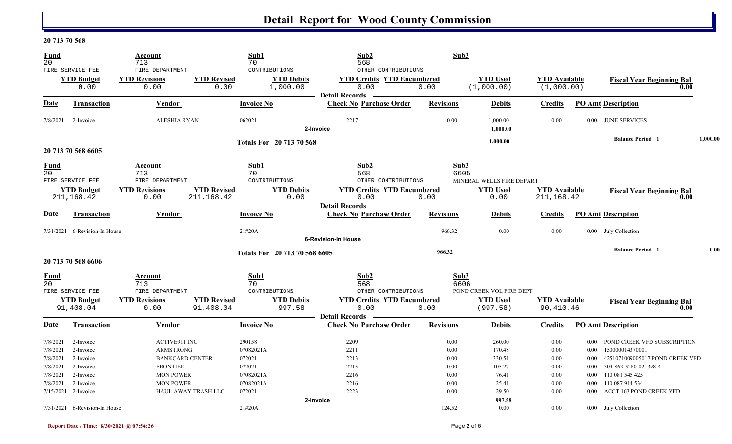# Detail Report for Wood County Commission

## 20 713 70 568

| Fund | Account | Sub1 | Sub2 | Sub3 | | | |
|---|---|---|---|---|---|---|---|
| 20 | 713 | 70 | 568 | | | | |
| FIRE SERVICE FEE | FIRE DEPARTMENT | CONTRIBUTIONS | OTHER CONTRIBUTIONS | | | | |

| YTD Budget | YTD Revisions | YTD Revised | YTD Debits | YTD Credits | YTD Encumbered | YTD Used | YTD Available | Fiscal Year Beginning Bal |
|---|---|---|---|---|---|---|---|---|
| 0.00 | 0.00 | 0.00 | 1,000.00 | 0.00 | 0.00 | (1,000.00) | (1,000.00) | 0.00 |

**Detail Records**

| Date | Transaction | Vendor | Invoice No | Check No | Purchase Order | Revisions | Debits | Credits | PO Amt | Description |
|---|---|---|---|---|---|---|---|---|---|---|
| 7/8/2021 | 2-Invoice | ALESHIA RYAN | 062021 | 2217 | | 0.00 | 1,000.00 | 0.00 | 0.00 | JUNE SERVICES |
| | | | 2-Invoice | | | | 1,000.00 | | | |
| | | | Totals For 20 713 70 568 | | | | 1,000.00 | | | Balance Period 1 1,000.00 |

## 20 713 70 568 6605

| Fund | Account | Sub1 | Sub2 | Sub3 |
|---|---|---|---|---|
| 20 | 713 | 70 | 568 | 6605 |
| FIRE SERVICE FEE | FIRE DEPARTMENT | CONTRIBUTIONS | OTHER CONTRIBUTIONS | MINERAL WELLS FIRE DEPART |

| YTD Budget | YTD Revisions | YTD Revised | YTD Debits | YTD Credits | YTD Encumbered | YTD Used | YTD Available | Fiscal Year Beginning Bal |
|---|---|---|---|---|---|---|---|---|
| 211,168.42 | 0.00 | 211,168.42 | 0.00 | 0.00 | 0.00 | 0.00 | 211,168.42 | 0.00 |

**Detail Records**

| Date | Transaction | Vendor | Invoice No | Check No | Purchase Order | Revisions | Debits | Credits | PO Amt | Description |
|---|---|---|---|---|---|---|---|---|---|---|
| 7/31/2021 | 6-Revision-In House | | 21#20A | | | 966.32 | 0.00 | 0.00 | 0.00 | July Collection |
| | | | 6-Revision-In House | | | | | | | |
| | | | Totals For 20 713 70 568 6605 | | | 966.32 | | | | Balance Period 1 0.00 |

## 20 713 70 568 6606

| Fund | Account | Sub1 | Sub2 | Sub3 |
|---|---|---|---|---|
| 20 | 713 | 70 | 568 | 6606 |
| FIRE SERVICE FEE | FIRE DEPARTMENT | CONTRIBUTIONS | OTHER CONTRIBUTIONS | POND CREEK VOL FIRE DEPT |

| YTD Budget | YTD Revisions | YTD Revised | YTD Debits | YTD Credits | YTD Encumbered | YTD Used | YTD Available | Fiscal Year Beginning Bal |
|---|---|---|---|---|---|---|---|---|
| 91,408.04 | 0.00 | 91,408.04 | 997.58 | 0.00 | 0.00 | (997.58) | 90,410.46 | 0.00 |

**Detail Records**

| Date | Transaction | Vendor | Invoice No | Check No | Purchase Order | Revisions | Debits | Credits | PO Amt | Description |
|---|---|---|---|---|---|---|---|---|---|---|
| 7/8/2021 | 2-Invoice | ACTIVE911 INC | 290158 | 2209 | | 0.00 | 260.00 | 0.00 | 0.00 | POND CREEK VFD SUBSCRIPTION |
| 7/8/2021 | 2-Invoice | ARMSTRONG | 07082021A | 2211 | | 0.00 | 170.48 | 0.00 | 0.00 | 150000014370001 |
| 7/8/2021 | 2-Invoice | BANKCARD CENTER | 072021 | 2213 | | 0.00 | 330.51 | 0.00 | 0.00 | 4251071009005017 POND CREEK VFD |
| 7/8/2021 | 2-Invoice | FRONTIER | 072021 | 2215 | | 0.00 | 105.27 | 0.00 | 0.00 | 304-863-5280-021398-4 |
| 7/8/2021 | 2-Invoice | MON POWER | 07082021A | 2216 | | 0.00 | 76.41 | 0.00 | 0.00 | 110 081 545 425 |
| 7/8/2021 | 2-Invoice | MON POWER | 07082021A | 2216 | | 0.00 | 25.41 | 0.00 | 0.00 | 110 087 914 534 |
| 7/15/2021 | 2-Invoice | HAUL AWAY TRASH LLC | 072021 | 2223 | | 0.00 | 29.50 | 0.00 | 0.00 | ACCT 163 POND CREEK VFD |
| | | | 2-Invoice | | | | 997.58 | | | |
| 7/31/2021 | 6-Revision-In House | | 21#20A | | | 124.52 | 0.00 | 0.00 | 0.00 | July Collection |

Report Date / Time: 8/30/2021 @ 07:54:26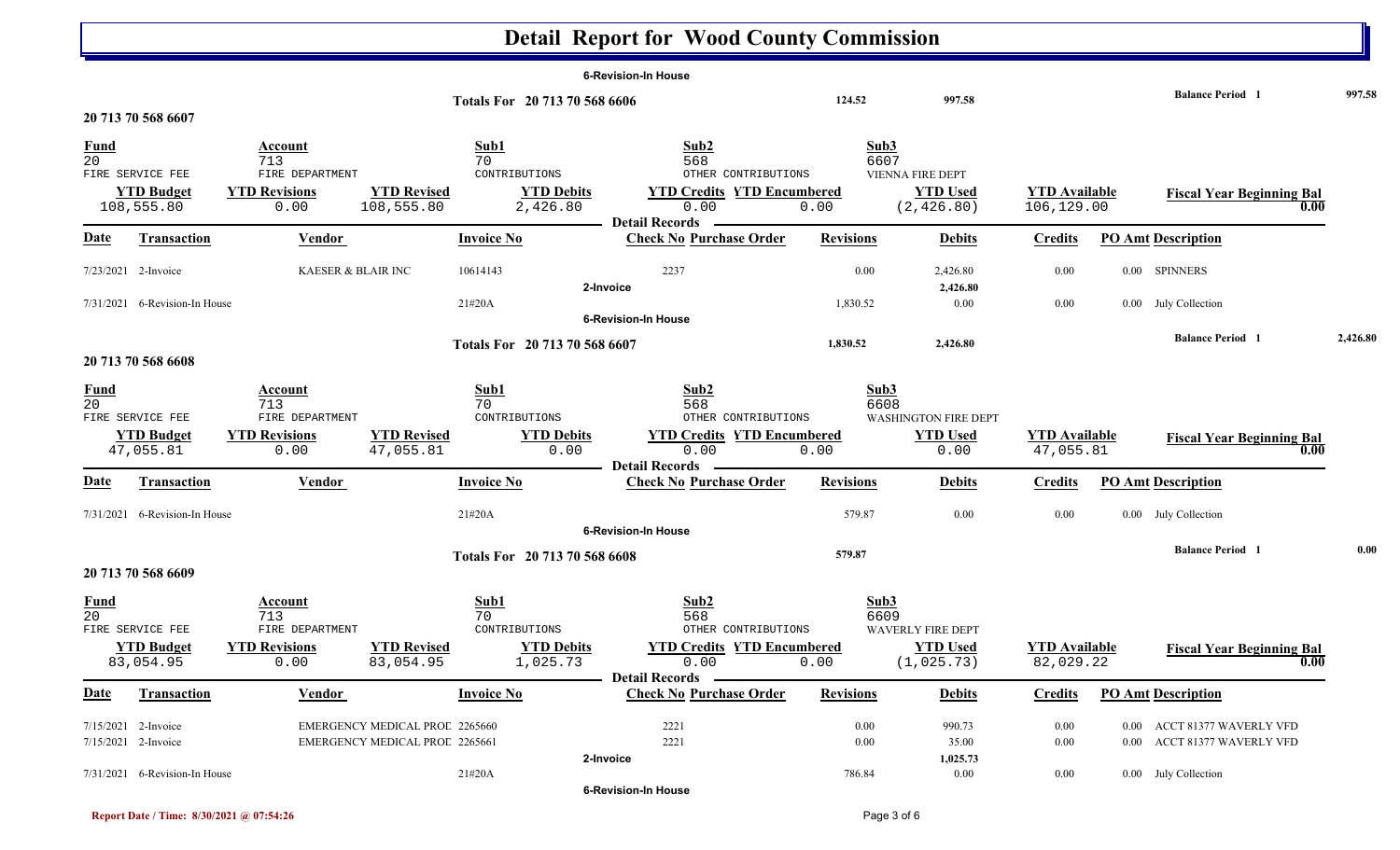# Detail Report for Wood County Commission

6-Revision-In House

| | | | | |
|---|---|---|---|---|
| Totals For 20 713 70 568 6606 | 124.52 | 997.58 | Balance Period 1 | 997.58 |

## 20 713 70 568 6607

| Fund | Account | Sub1 | Sub2 | Sub3 |
|---|---|---|---|---|
| 20 | 713 | 70 | 568 | 6607 |
| FIRE SERVICE FEE | FIRE DEPARTMENT | CONTRIBUTIONS | OTHER CONTRIBUTIONS | VIENNA FIRE DEPT |

| YTD Budget | YTD Revisions | YTD Revised | YTD Debits | YTD Credits | YTD Encumbered | YTD Used | YTD Available | Fiscal Year Beginning Bal |
|---|---|---|---|---|---|---|---|---|
| 108,555.80 | 0.00 | 108,555.80 | 2,426.80 | 0.00 | 0.00 | (2,426.80) | 106,129.00 | 0.00 |

Detail Records

| Date | Transaction | Vendor | Invoice No | Check No | Purchase Order | Revisions | Debits | Credits | PO Amt | Description |
|---|---|---|---|---|---|---|---|---|---|---|
| 7/23/2021 | 2-Invoice | KAESER & BLAIR INC | 10614143 | 2237 | | 0.00 | 2,426.80 | 0.00 | 0.00 | SPINNERS |
| | | | | 2-Invoice | | | 2,426.80 | | | |
| 7/31/2021 | 6-Revision-In House | | 21#20A | | | 1,830.52 | 0.00 | 0.00 | 0.00 | July Collection |
| | | | | 6-Revision-In House | | | | | | |

| | | | | |
|---|---|---|---|---|
| Totals For 20 713 70 568 6607 | 1,830.52 | 2,426.80 | Balance Period 1 | 2,426.80 |

## 20 713 70 568 6608

| Fund | Account | Sub1 | Sub2 | Sub3 |
|---|---|---|---|---|
| 20 | 713 | 70 | 568 | 6608 |
| FIRE SERVICE FEE | FIRE DEPARTMENT | CONTRIBUTIONS | OTHER CONTRIBUTIONS | WASHINGTON FIRE DEPT |

| YTD Budget | YTD Revisions | YTD Revised | YTD Debits | YTD Credits | YTD Encumbered | YTD Used | YTD Available | Fiscal Year Beginning Bal |
|---|---|---|---|---|---|---|---|---|
| 47,055.81 | 0.00 | 47,055.81 | 0.00 | 0.00 | 0.00 | 0.00 | 47,055.81 | 0.00 |

Detail Records

| Date | Transaction | Vendor | Invoice No | Check No | Purchase Order | Revisions | Debits | Credits | PO Amt | Description |
|---|---|---|---|---|---|---|---|---|---|---|
| 7/31/2021 | 6-Revision-In House | | 21#20A | | | 579.87 | 0.00 | 0.00 | 0.00 | July Collection |
| | | | | 6-Revision-In House | | | | | | |

| | | | | |
|---|---|---|---|---|
| Totals For 20 713 70 568 6608 | 579.87 | | Balance Period 1 | 0.00 |

## 20 713 70 568 6609

| Fund | Account | Sub1 | Sub2 | Sub3 |
|---|---|---|---|---|
| 20 | 713 | 70 | 568 | 6609 |
| FIRE SERVICE FEE | FIRE DEPARTMENT | CONTRIBUTIONS | OTHER CONTRIBUTIONS | WAVERLY FIRE DEPT |

| YTD Budget | YTD Revisions | YTD Revised | YTD Debits | YTD Credits | YTD Encumbered | YTD Used | YTD Available | Fiscal Year Beginning Bal |
|---|---|---|---|---|---|---|---|---|
| 83,054.95 | 0.00 | 83,054.95 | 1,025.73 | 0.00 | 0.00 | (1,025.73) | 82,029.22 | 0.00 |

Detail Records

| Date | Transaction | Vendor | Invoice No | Check No | Purchase Order | Revisions | Debits | Credits | PO Amt | Description |
|---|---|---|---|---|---|---|---|---|---|---|
| 7/15/2021 | 2-Invoice | EMERGENCY MEDICAL PROD | 2265660 | 2221 | | 0.00 | 990.73 | 0.00 | 0.00 | ACCT 81377 WAVERLY VFD |
| 7/15/2021 | 2-Invoice | EMERGENCY MEDICAL PROD | 2265661 | 2221 | | 0.00 | 35.00 | 0.00 | 0.00 | ACCT 81377 WAVERLY VFD |
| | | | | 2-Invoice | | | 1,025.73 | | | |
| 7/31/2021 | 6-Revision-In House | | 21#20A | | | 786.84 | 0.00 | 0.00 | 0.00 | July Collection |
| | | | | 6-Revision-In House | | | | | | |

Report Date / Time: 8/30/2021 @ 07:54:26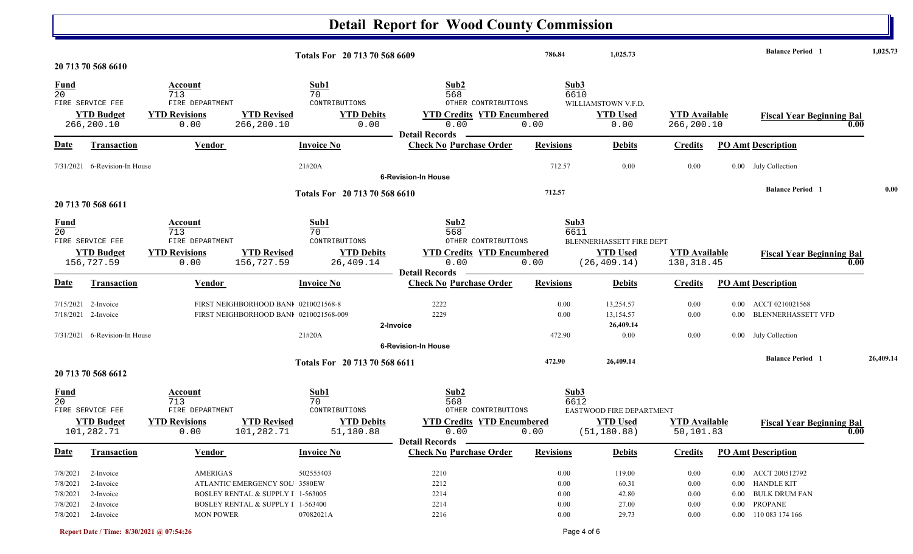# Detail Report for Wood County Commission

| Totals For 20 713 70 568 6609 | 786.84 | 1,025.73 | Balance Period 1 | 1,025.73 |
|---|---|---|---|---|

## 20 713 70 568 6610

| Fund | Account | Sub1 | Sub2 | Sub3 |
|---|---|---|---|---|
| 20 | 713 | 70 | 568 | 6610 |
| FIRE SERVICE FEE | FIRE DEPARTMENT | CONTRIBUTIONS | OTHER CONTRIBUTIONS | WILLIAMSTOWN V.F.D. |

| YTD Budget | YTD Revisions | YTD Revised | YTD Debits | YTD Credits | YTD Encumbered | YTD Used | YTD Available | Fiscal Year Beginning Bal |
|---|---|---|---|---|---|---|---|---|
| 266,200.10 | 0.00 | 266,200.10 | 0.00 | 0.00 | 0.00 | 0.00 | 266,200.10 | 0.00 |

**Detail Records**

| Date | Transaction | Vendor | Invoice No | Check No | Purchase Order | Revisions | Debits | Credits | PO Amt | Description |
|---|---|---|---|---|---|---|---|---|---|---|
| 7/31/2021 | 6-Revision-In House | | 21#20A | | | 712.57 | 0.00 | 0.00 | 0.00 | July Collection |
| | | | | 6-Revision-In House | | | | | | |

| Totals For 20 713 70 568 6610 | 712.57 | | Balance Period 1 | 0.00 |
|---|---|---|---|---|

## 20 713 70 568 6611

| Fund | Account | Sub1 | Sub2 | Sub3 |
|---|---|---|---|---|
| 20 | 713 | 70 | 568 | 6611 |
| FIRE SERVICE FEE | FIRE DEPARTMENT | CONTRIBUTIONS | OTHER CONTRIBUTIONS | BLENNERHASSETT FIRE DEPT |

| YTD Budget | YTD Revisions | YTD Revised | YTD Debits | YTD Credits | YTD Encumbered | YTD Used | YTD Available | Fiscal Year Beginning Bal |
|---|---|---|---|---|---|---|---|---|
| 156,727.59 | 0.00 | 156,727.59 | 26,409.14 | 0.00 | 0.00 | (26,409.14) | 130,318.45 | 0.00 |

**Detail Records**

| Date | Transaction | Vendor | Invoice No | Check No | Purchase Order | Revisions | Debits | Credits | PO Amt | Description |
|---|---|---|---|---|---|---|---|---|---|---|
| 7/15/2021 | 2-Invoice | FIRST NEIGHBORHOOD BANK | 0210021568-8 | 2222 | | 0.00 | 13,254.57 | 0.00 | 0.00 | ACCT 0210021568 |
| 7/18/2021 | 2-Invoice | FIRST NEIGHBORHOOD BANK | 0210021568-009 | 2229 | | 0.00 | 13,154.57 | 0.00 | 0.00 | BLENNERHASSETT VFD |
| | | | | 2-Invoice | | | 26,409.14 | | | |
| 7/31/2021 | 6-Revision-In House | | 21#20A | | | 472.90 | 0.00 | 0.00 | 0.00 | July Collection |
| | | | | 6-Revision-In House | | | | | | |

| Totals For 20 713 70 568 6611 | 472.90 | 26,409.14 | Balance Period 1 | 26,409.14 |
|---|---|---|---|---|

## 20 713 70 568 6612

| Fund | Account | Sub1 | Sub2 | Sub3 |
|---|---|---|---|---|
| 20 | 713 | 70 | 568 | 6612 |
| FIRE SERVICE FEE | FIRE DEPARTMENT | CONTRIBUTIONS | OTHER CONTRIBUTIONS | EASTWOOD FIRE DEPARTMENT |

| YTD Budget | YTD Revisions | YTD Revised | YTD Debits | YTD Credits | YTD Encumbered | YTD Used | YTD Available | Fiscal Year Beginning Bal |
|---|---|---|---|---|---|---|---|---|
| 101,282.71 | 0.00 | 101,282.71 | 51,180.88 | 0.00 | 0.00 | (51,180.88) | 50,101.83 | 0.00 |

**Detail Records**

| Date | Transaction | Vendor | Invoice No | Check No | Purchase Order | Revisions | Debits | Credits | PO Amt | Description |
|---|---|---|---|---|---|---|---|---|---|---|
| 7/8/2021 | 2-Invoice | AMERIGAS | 502555403 | 2210 | | 0.00 | 119.00 | 0.00 | 0.00 | ACCT 200512792 |
| 7/8/2021 | 2-Invoice | ATLANTIC EMERGENCY SOLU | 3580EW | 2212 | | 0.00 | 60.31 | 0.00 | 0.00 | HANDLE KIT |
| 7/8/2021 | 2-Invoice | BOSLEY RENTAL & SUPPLY I | 1-563005 | 2214 | | 0.00 | 42.80 | 0.00 | 0.00 | BULK DRUM FAN |
| 7/8/2021 | 2-Invoice | BOSLEY RENTAL & SUPPLY I | 1-563400 | 2214 | | 0.00 | 27.00 | 0.00 | 0.00 | PROPANE |
| 7/8/2021 | 2-Invoice | MON POWER | 07082021A | 2216 | | 0.00 | 29.73 | 0.00 | 0.00 | 110 083 174 166 |

Report Date / Time: 8/30/2021 @ 07:54:26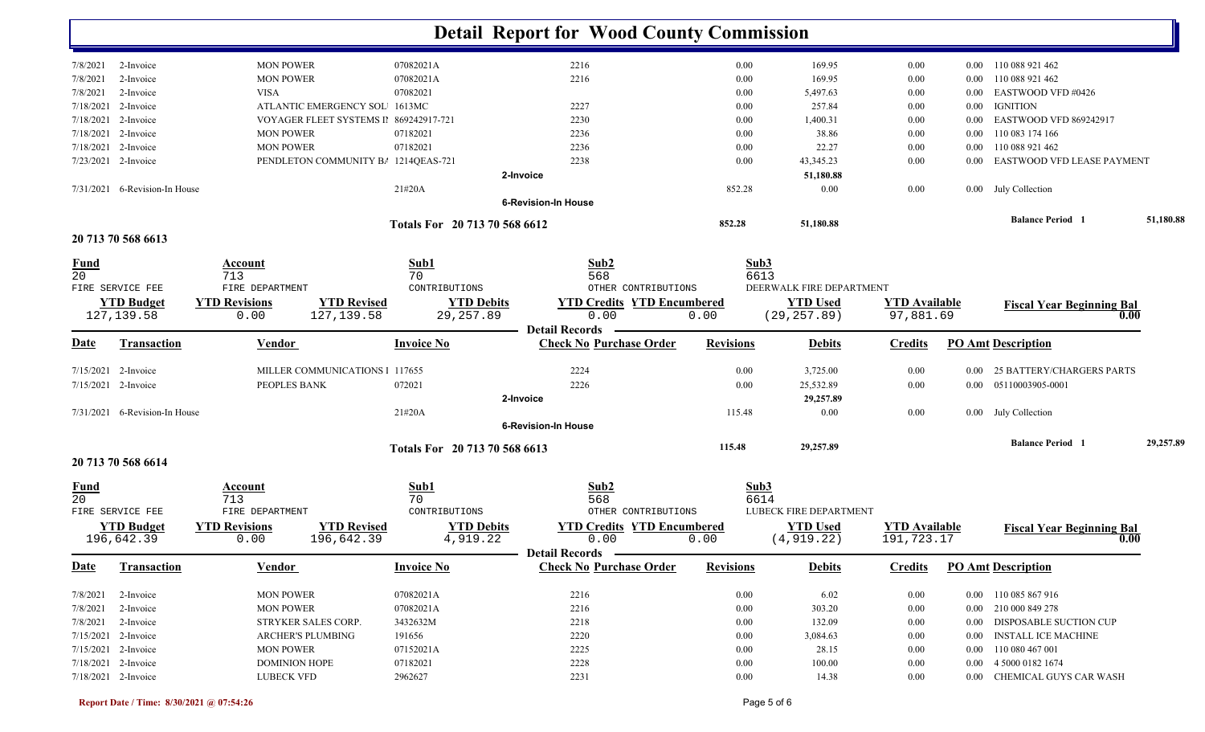# Detail Report for Wood County Commission

| Date | Transaction | Vendor | Invoice No | Check No Purchase Order | Revisions | Debits | Credits | PO Amt Description |
|---|---|---|---|---|---|---|---|---|
| 7/8/2021 | 2-Invoice | MON POWER | 07082021A | 2216 | 0.00 | 169.95 | 0.00 | 0.00 110 088 921 462 |
| 7/8/2021 | 2-Invoice | MON POWER | 07082021A | 2216 | 0.00 | 169.95 | 0.00 | 0.00 110 088 921 462 |
| 7/8/2021 | 2-Invoice | VISA | 07082021 | | 0.00 | 5,497.63 | 0.00 | 0.00 EASTWOOD VFD #0426 |
| 7/18/2021 | 2-Invoice | ATLANTIC EMERGENCY SOL | 1613MC | 2227 | 0.00 | 257.84 | 0.00 | 0.00 IGNITION |
| 7/18/2021 | 2-Invoice | VOYAGER FLEET SYSTEMS II | 869242917-721 | 2230 | 0.00 | 1,400.31 | 0.00 | 0.00 EASTWOOD VFD 869242917 |
| 7/18/2021 | 2-Invoice | MON POWER | 07182021 | 2236 | 0.00 | 38.86 | 0.00 | 0.00 110 083 174 166 |
| 7/18/2021 | 2-Invoice | MON POWER | 07182021 | 2236 | 0.00 | 22.27 | 0.00 | 0.00 110 088 921 462 |
| 7/23/2021 | 2-Invoice | PENDLETON COMMUNITY BA | 1214QEAS-721 | 2238 | 0.00 | 43,345.23 | 0.00 | 0.00 EASTWOOD VFD LEASE PAYMENT |
| | | | | 2-Invoice | | 51,180.88 | | |
| 7/31/2021 | 6-Revision-In House | | 21#20A | | 852.28 | 0.00 | 0.00 | 0.00 July Collection |
| | | | | 6-Revision-In House | | | | |
| | | | Totals For 20 713 70 568 6612 | | 852.28 | 51,180.88 | | Balance Period 1 51,180.88 |

## 20 713 70 568 6613

| Fund | Account | Sub1 | Sub2 | Sub3 |
|---|---|---|---|---|
| 20 | 713 | 70 | 568 | 6613 |
| FIRE SERVICE FEE | FIRE DEPARTMENT | CONTRIBUTIONS | OTHER CONTRIBUTIONS | DEERWALK FIRE DEPARTMENT |

| YTD Budget | YTD Revisions | YTD Revised | YTD Debits | YTD Credits | YTD Encumbered | YTD Used | YTD Available | Fiscal Year Beginning Bal |
|---|---|---|---|---|---|---|---|---|
| 127,139.58 | 0.00 | 127,139.58 | 29,257.89 | 0.00 | 0.00 | (29,257.89) | 97,881.69 | 0.00 |

**Detail Records**

| Date | Transaction | Vendor | Invoice No | Check No Purchase Order | Revisions | Debits | Credits | PO Amt Description |
|---|---|---|---|---|---|---|---|---|
| 7/15/2021 | 2-Invoice | MILLER COMMUNICATIONS I | 117655 | 2224 | 0.00 | 3,725.00 | 0.00 | 0.00 25 BATTERY/CHARGERS PARTS |
| 7/15/2021 | 2-Invoice | PEOPLES BANK | 072021 | 2226 | 0.00 | 25,532.89 | 0.00 | 0.00 05110003905-0001 |
| | | | | 2-Invoice | | 29,257.89 | | |
| 7/31/2021 | 6-Revision-In House | | 21#20A | | 115.48 | 0.00 | 0.00 | 0.00 July Collection |
| | | | | 6-Revision-In House | | | | |
| | | | Totals For 20 713 70 568 6613 | | 115.48 | 29,257.89 | | Balance Period 1 29,257.89 |

## 20 713 70 568 6614

| Fund | Account | Sub1 | Sub2 | Sub3 |
|---|---|---|---|---|
| 20 | 713 | 70 | 568 | 6614 |
| FIRE SERVICE FEE | FIRE DEPARTMENT | CONTRIBUTIONS | OTHER CONTRIBUTIONS | LUBECK FIRE DEPARTMENT |

| YTD Budget | YTD Revisions | YTD Revised | YTD Debits | YTD Credits | YTD Encumbered | YTD Used | YTD Available | Fiscal Year Beginning Bal |
|---|---|---|---|---|---|---|---|---|
| 196,642.39 | 0.00 | 196,642.39 | 4,919.22 | 0.00 | 0.00 | (4,919.22) | 191,723.17 | 0.00 |

**Detail Records**

| Date | Transaction | Vendor | Invoice No | Check No Purchase Order | Revisions | Debits | Credits | PO Amt Description |
|---|---|---|---|---|---|---|---|---|
| 7/8/2021 | 2-Invoice | MON POWER | 07082021A | 2216 | 0.00 | 6.02 | 0.00 | 0.00 110 085 867 916 |
| 7/8/2021 | 2-Invoice | MON POWER | 07082021A | 2216 | 0.00 | 303.20 | 0.00 | 0.00 210 000 849 278 |
| 7/8/2021 | 2-Invoice | STRYKER SALES CORP. | 3432632M | 2218 | 0.00 | 132.09 | 0.00 | 0.00 DISPOSABLE SUCTION CUP |
| 7/15/2021 | 2-Invoice | ARCHER'S PLUMBING | 191656 | 2220 | 0.00 | 3,084.63 | 0.00 | 0.00 INSTALL ICE MACHINE |
| 7/15/2021 | 2-Invoice | MON POWER | 07152021A | 2225 | 0.00 | 28.15 | 0.00 | 0.00 110 080 467 001 |
| 7/18/2021 | 2-Invoice | DOMINION HOPE | 07182021 | 2228 | 0.00 | 100.00 | 0.00 | 0.00 4 5000 0182 1674 |
| 7/18/2021 | 2-Invoice | LUBECK VFD | 2962627 | 2231 | 0.00 | 14.38 | 0.00 | 0.00 CHEMICAL GUYS CAR WASH |

Report Date / Time: 8/30/2021 @ 07:54:26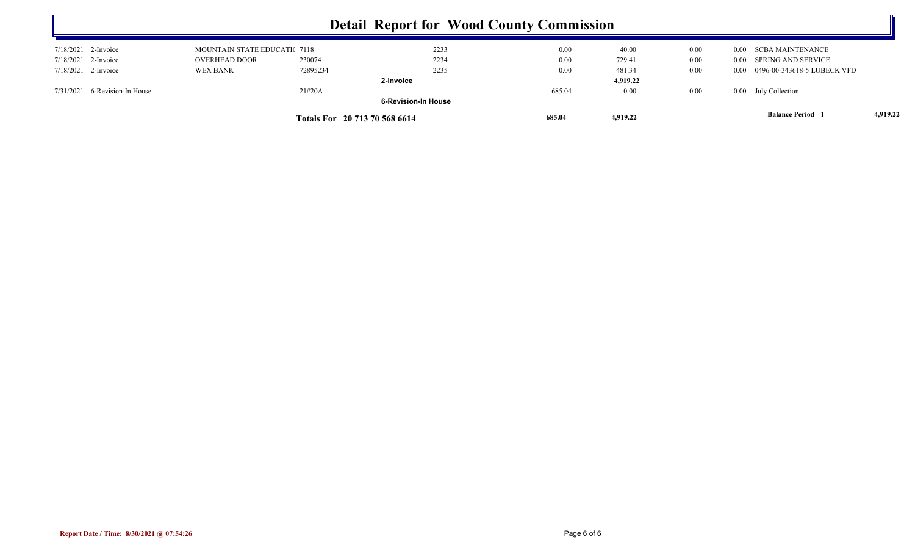# Detail Report for Wood County Commission

| | | | | | | | | | | |
|---|---|---|---|---|---|---|---|---|---|---|
| 7/18/2021 | 2-Invoice | MOUNTAIN STATE EDUCATI( | 7118 | 2233 | 0.00 | 40.00 | 0.00 | 0.00 | SCBA MAINTENANCE | |
| 7/18/2021 | 2-Invoice | OVERHEAD DOOR | 230074 | 2234 | 0.00 | 729.41 | 0.00 | 0.00 | SPRING AND SERVICE | |
| 7/18/2021 | 2-Invoice | WEX BANK | 72895234 | 2235 | 0.00 | 481.34 | 0.00 | 0.00 | 0496-00-343618-5 LUBECK VFD | |
| | | | | **2-Invoice** | | **4,919.22** | | | | |
| 7/31/2021 | 6-Revision-In House | | 21#20A | | 685.04 | 0.00 | 0.00 | 0.00 | July Collection | |
| | | | | **6-Revision-In House** | | | | | | |
| | | | **Totals For 20 713 70 568 6614** | | **685.04** | **4,919.22** | | | **Balance Period 1** | **4,919.22** |

**Report Date / Time: 8/30/2021 @ 07:54:26**